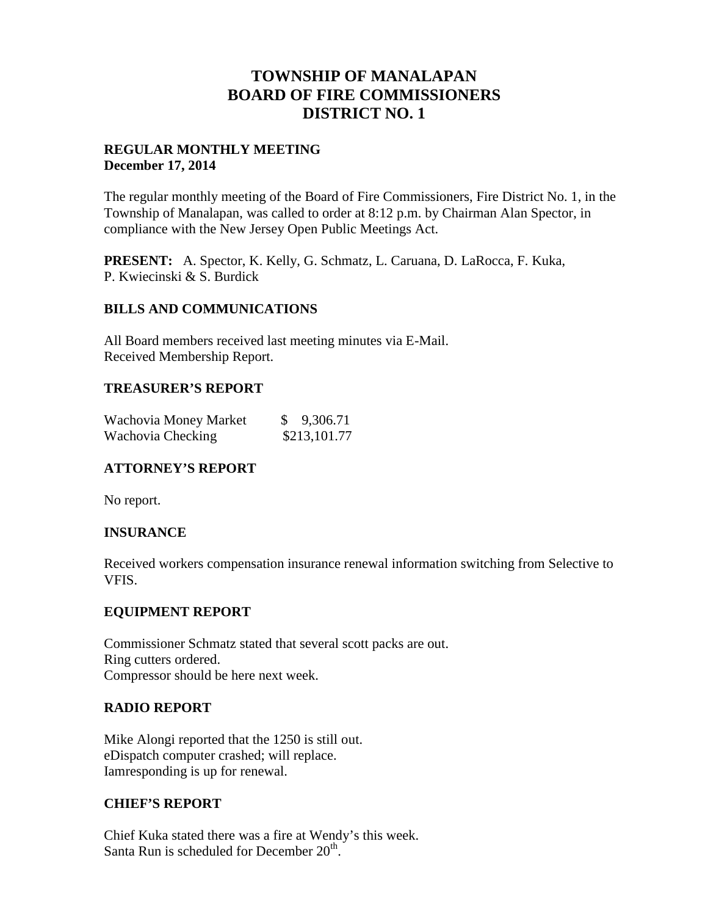# TOWNSHIP OF MANALAPAN
# BOARD OF FIRE COMMISSIONERS
# DISTRICT NO. 1

**REGULAR MONTHLY MEETING**
**December 17, 2014**

The regular monthly meeting of the Board of Fire Commissioners, Fire District No. 1, in the Township of Manalapan, was called to order at 8:12 p.m. by Chairman Alan Spector, in compliance with the New Jersey Open Public Meetings Act.

**PRESENT:** A. Spector, K. Kelly, G. Schmatz, L. Caruana, D. LaRocca, F. Kuka, P. Kwiecinski & S. Burdick

## BILLS AND COMMUNICATIONS

All Board members received last meeting minutes via E-Mail.
Received Membership Report.

## TREASURER'S REPORT

| | |
|---|---|
| Wachovia Money Market | $ 9,306.71 |
| Wachovia Checking | $213,101.77 |

## ATTORNEY'S REPORT

No report.

## INSURANCE

Received workers compensation insurance renewal information switching from Selective to VFIS.

## EQUIPMENT REPORT

Commissioner Schmatz stated that several scott packs are out.
Ring cutters ordered.
Compressor should be here next week.

## RADIO REPORT

Mike Alongi reported that the 1250 is still out.
eDispatch computer crashed; will replace.
Iamresponding is up for renewal.

## CHIEF'S REPORT

Chief Kuka stated there was a fire at Wendy's this week.
Santa Run is scheduled for December 20th.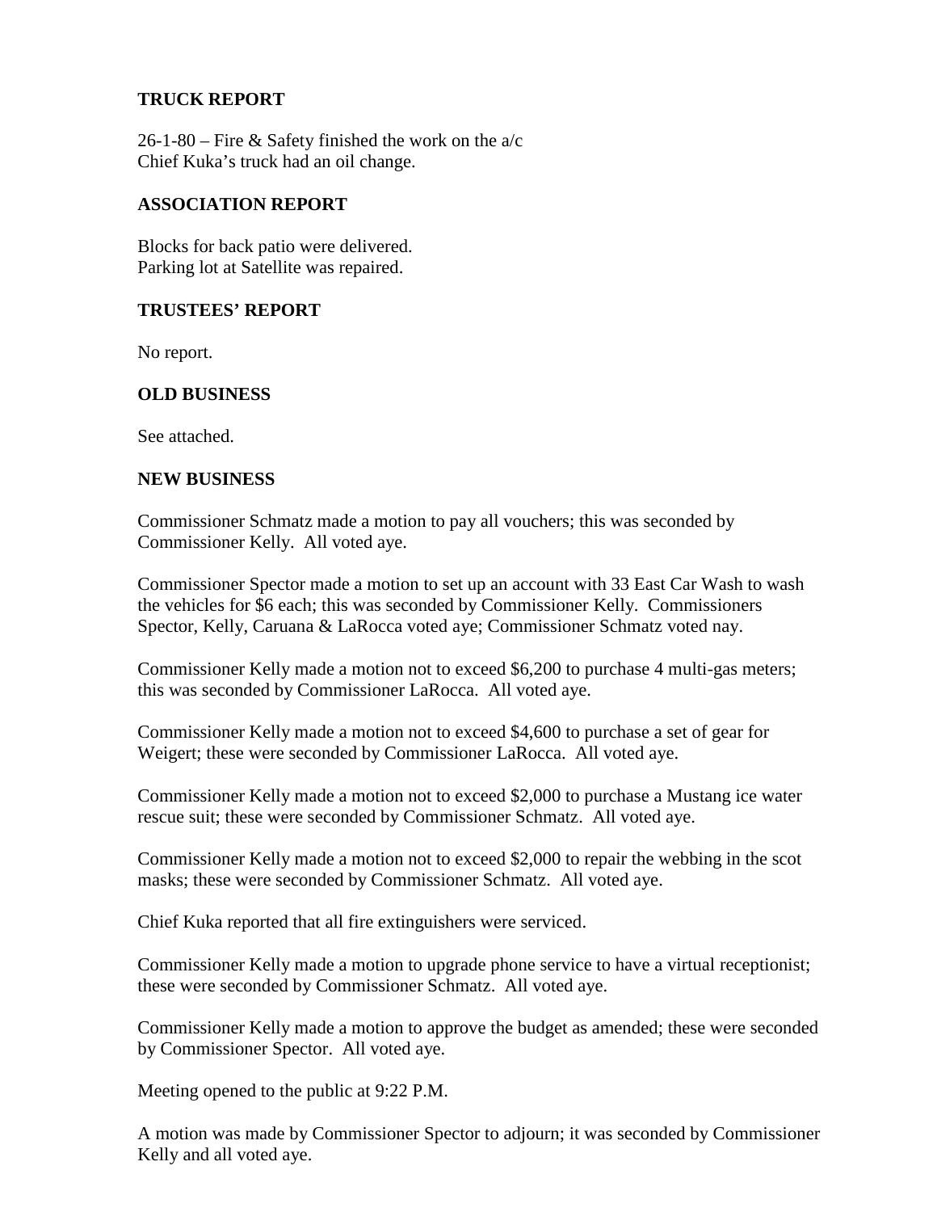## TRUCK REPORT

26-1-80 – Fire & Safety finished the work on the a/c
Chief Kuka's truck had an oil change.

## ASSOCIATION REPORT

Blocks for back patio were delivered.
Parking lot at Satellite was repaired.

## TRUSTEES' REPORT

No report.

## OLD BUSINESS

See attached.

## NEW BUSINESS

Commissioner Schmatz made a motion to pay all vouchers; this was seconded by Commissioner Kelly. All voted aye.

Commissioner Spector made a motion to set up an account with 33 East Car Wash to wash the vehicles for $6 each; this was seconded by Commissioner Kelly. Commissioners Spector, Kelly, Caruana & LaRocca voted aye; Commissioner Schmatz voted nay.

Commissioner Kelly made a motion not to exceed $6,200 to purchase 4 multi-gas meters; this was seconded by Commissioner LaRocca. All voted aye.

Commissioner Kelly made a motion not to exceed $4,600 to purchase a set of gear for Weigert; these were seconded by Commissioner LaRocca. All voted aye.

Commissioner Kelly made a motion not to exceed $2,000 to purchase a Mustang ice water rescue suit; these were seconded by Commissioner Schmatz. All voted aye.

Commissioner Kelly made a motion not to exceed $2,000 to repair the webbing in the scot masks; these were seconded by Commissioner Schmatz. All voted aye.

Chief Kuka reported that all fire extinguishers were serviced.

Commissioner Kelly made a motion to upgrade phone service to have a virtual receptionist; these were seconded by Commissioner Schmatz. All voted aye.

Commissioner Kelly made a motion to approve the budget as amended; these were seconded by Commissioner Spector. All voted aye.

Meeting opened to the public at 9:22 P.M.

A motion was made by Commissioner Spector to adjourn; it was seconded by Commissioner Kelly and all voted aye.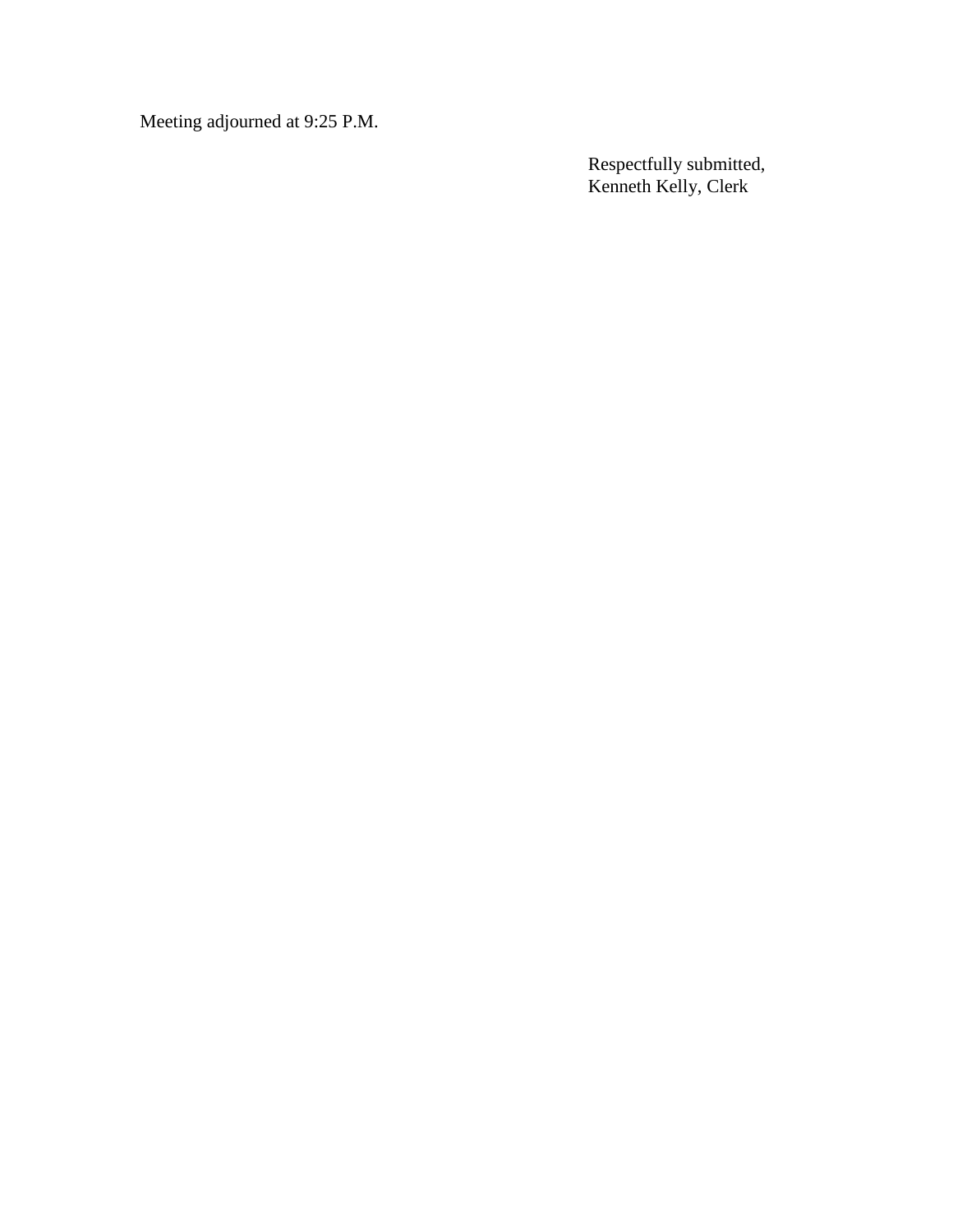Meeting adjourned at 9:25 P.M.

Respectfully submitted,
Kenneth Kelly, Clerk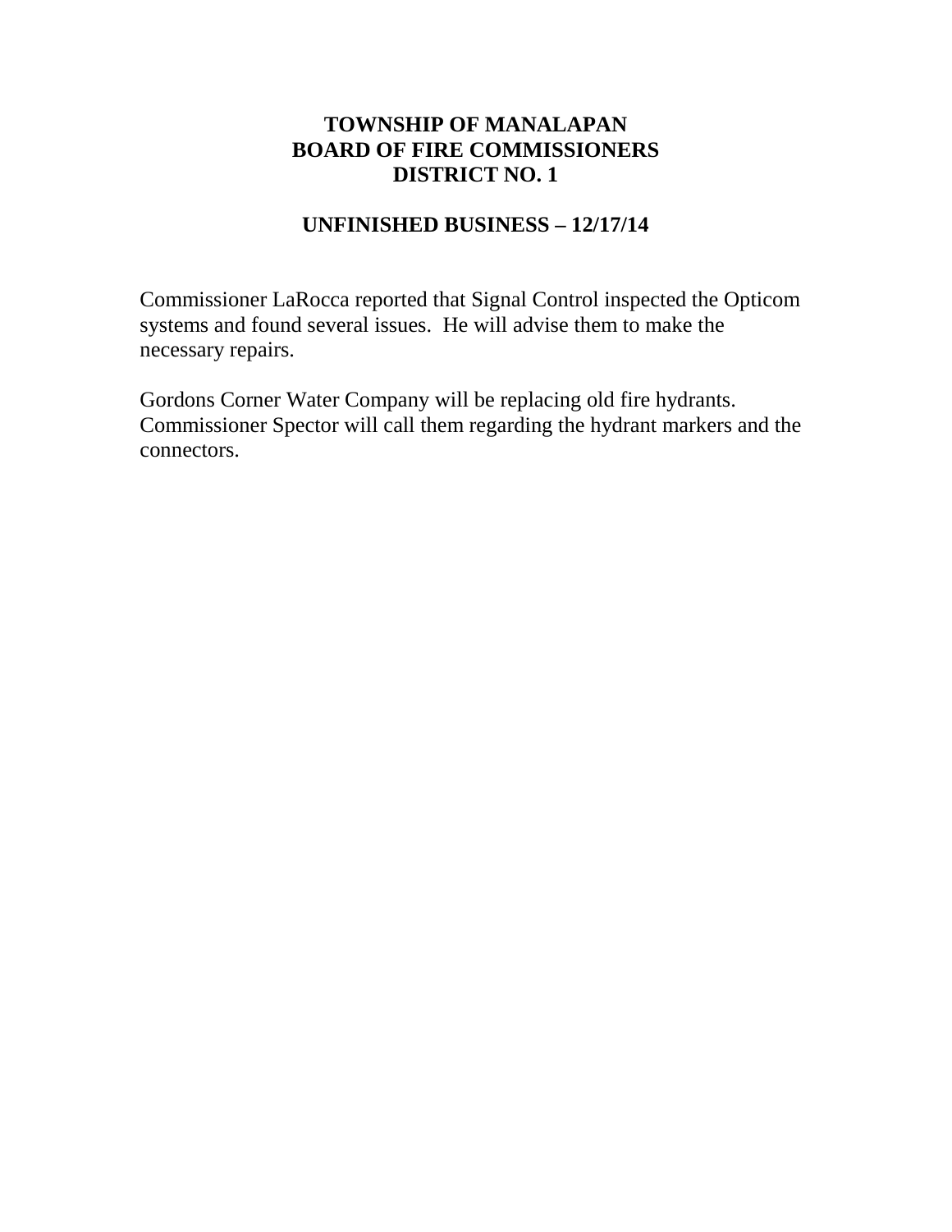# TOWNSHIP OF MANALAPAN
# BOARD OF FIRE COMMISSIONERS
# DISTRICT NO. 1

## UNFINISHED BUSINESS – 12/17/14

Commissioner LaRocca reported that Signal Control inspected the Opticom systems and found several issues. He will advise them to make the necessary repairs.

Gordons Corner Water Company will be replacing old fire hydrants. Commissioner Spector will call them regarding the hydrant markers and the connectors.